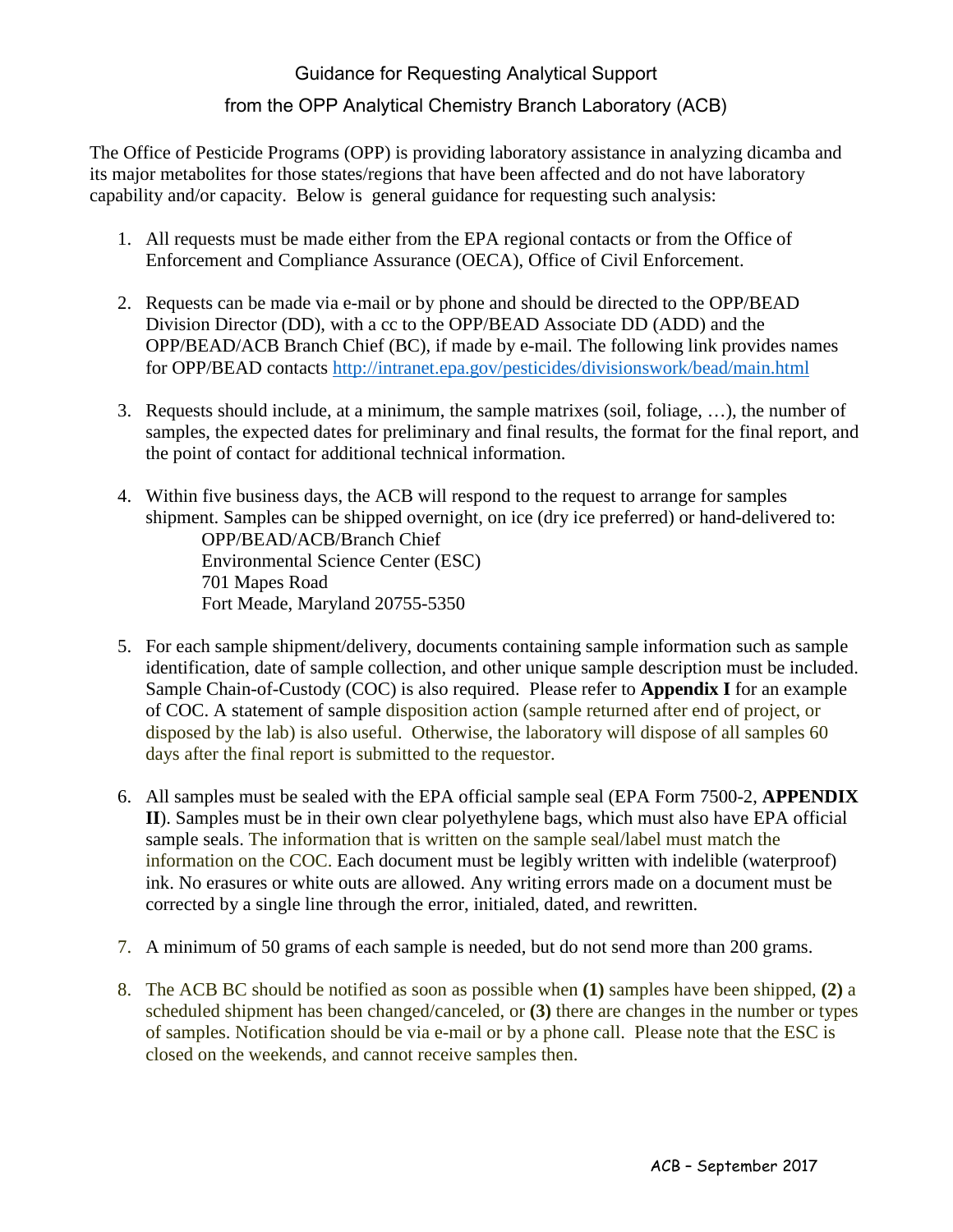# Guidance for Requesting Analytical Support

## from the OPP Analytical Chemistry Branch Laboratory (ACB)

The Office of Pesticide Programs (OPP) is providing laboratory assistance in analyzing dicamba and its major metabolites for those states/regions that have been affected and do not have laboratory capability and/or capacity. Below is general guidance for requesting such analysis:

1. All requests must be made either from the EPA regional contacts or from the Office of Enforcement and Compliance Assurance (OECA), Office of Civil Enforcement.

2. Requests can be made via e-mail or by phone and should be directed to the OPP/BEAD Division Director (DD), with a cc to the OPP/BEAD Associate DD (ADD) and the OPP/BEAD/ACB Branch Chief (BC), if made by e-mail. The following link provides names for OPP/BEAD contacts http://intranet.epa.gov/pesticides/divisionswork/bead/main.html

3. Requests should include, at a minimum, the sample matrixes (soil, foliage, …), the number of samples, the expected dates for preliminary and final results, the format for the final report, and the point of contact for additional technical information.

4. Within five business days, the ACB will respond to the request to arrange for samples shipment. Samples can be shipped overnight, on ice (dry ice preferred) or hand-delivered to:
   OPP/BEAD/ACB/Branch Chief
   Environmental Science Center (ESC)
   701 Mapes Road
   Fort Meade, Maryland 20755-5350

5. For each sample shipment/delivery, documents containing sample information such as sample identification, date of sample collection, and other unique sample description must be included. Sample Chain-of-Custody (COC) is also required. Please refer to **Appendix I** for an example of COC. A statement of sample disposition action (sample returned after end of project, or disposed by the lab) is also useful. Otherwise, the laboratory will dispose of all samples 60 days after the final report is submitted to the requestor.

6. All samples must be sealed with the EPA official sample seal (EPA Form 7500-2, **APPENDIX II**). Samples must be in their own clear polyethylene bags, which must also have EPA official sample seals. The information that is written on the sample seal/label must match the information on the COC. Each document must be legibly written with indelible (waterproof) ink. No erasures or white outs are allowed. Any writing errors made on a document must be corrected by a single line through the error, initialed, dated, and rewritten.

7. A minimum of 50 grams of each sample is needed, but do not send more than 200 grams.

8. The ACB BC should be notified as soon as possible when **(1)** samples have been shipped, **(2)** a scheduled shipment has been changed/canceled, or **(3)** there are changes in the number or types of samples. Notification should be via e-mail or by a phone call. Please note that the ESC is closed on the weekends, and cannot receive samples then.

ACB – September 2017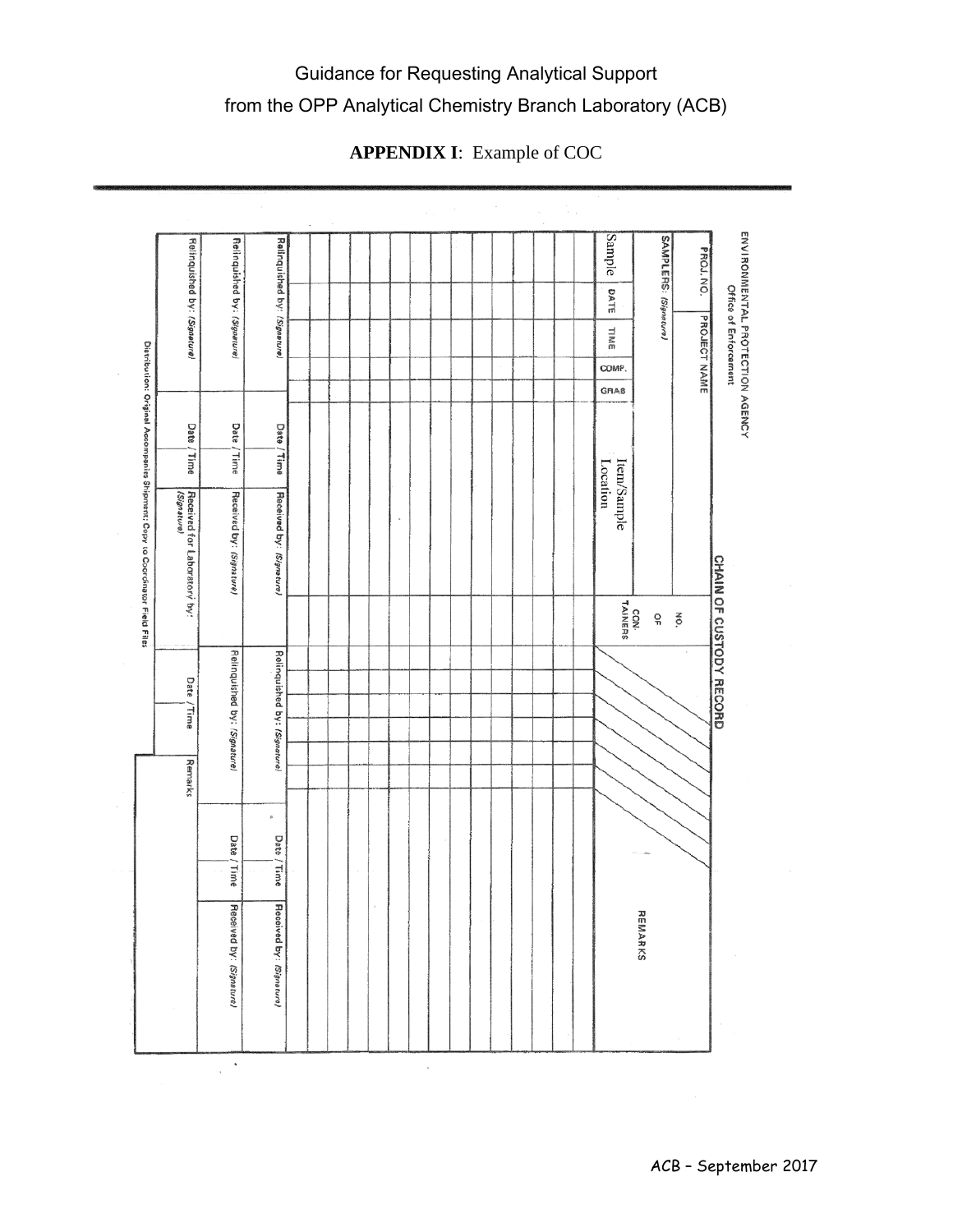# Guidance for Requesting Analytical Support from the OPP Analytical Chemistry Branch Laboratory (ACB)

**APPENDIX I**: Example of COC

ENVIRONMENTAL PROTECTION AGENCY
Office of Enforcement

**CHAIN OF CUSTODY RECORD**

| PROJ. NO. | PROJECT NAME | | | | | NO. OF CON-TAINERS | | REMARKS |
|---|---|---|---|---|---|---|---|---|
| SAMPLERS: *(Signature)* | | | | | | | | |
| Sample | DATE | TIME | COMP. | GRAB | Item/Sample Location | | | |
| | | | | | | | | |
| | | | | | | | | |
| | | | | | | | | |
| | | | | | | | | |
| | | | | | | | | |
| | | | | | | | | |
| | | | | | | | | |
| | | | | | | | | |
| | | | | | | | | |
| | | | | | | | | |
| | | | | | | | | |
| | | | | | | | | |
| | | | | | | | | |
| | | | | | | | | |
| | | | | | | | | |

| Relinquished by: *(Signature)* | Date / Time | Received by: *(Signature)* | Relinquished by: *(Signature)* | Date / Time | Received by: *(Signature)* |
|---|---|---|---|---|---|
| Relinquished by: *(Signature)* | Date / Time | Received by: *(Signature)* | Relinquished by: *(Signature)* | Date / Time | Received by: *(Signature)* |
| Relinquished by: *(Signature)* | Date / Time | Received for Laboratory by: *(Signature)* | Date / Time | Remarks | |

Distribution: Original Accompanies Shipment; Copy to Coordinator Field Files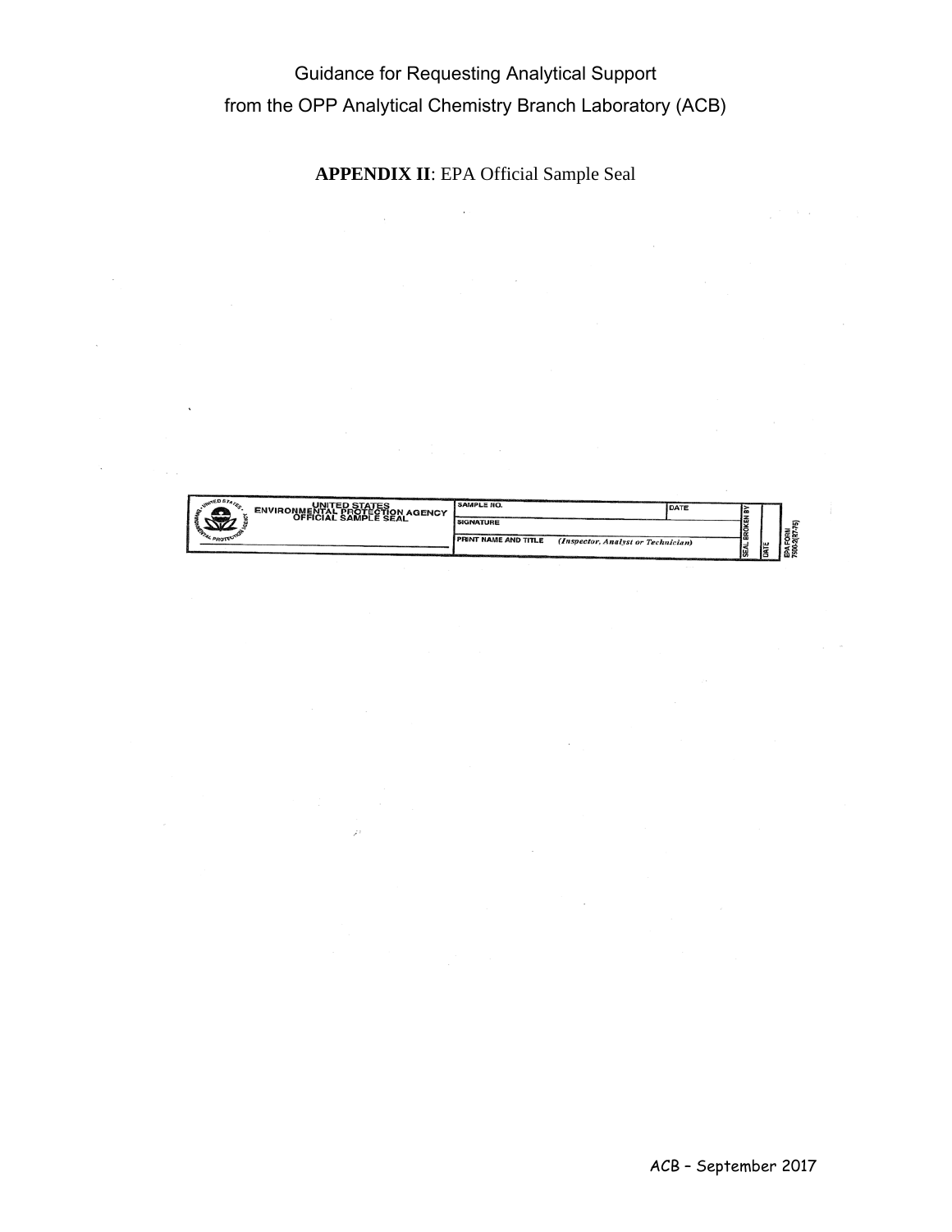Guidance for Requesting Analytical Support
from the OPP Analytical Chemistry Branch Laboratory (ACB)

**APPENDIX II**: EPA Official Sample Seal

| | | | | | |
|---|---|---|---|---|---|
| UNITED STATES ENVIRONMENTAL PROTECTION AGENCY OFFICIAL SAMPLE SEAL | SAMPLE NO. | DATE | SEAL BROKEN BY | DATE | EPA FORM 7500-2(R7-75) |
| | SIGNATURE | | | | |
| | PRINT NAME AND TITLE *(Inspector, Analyst or Technician)* | | | | |